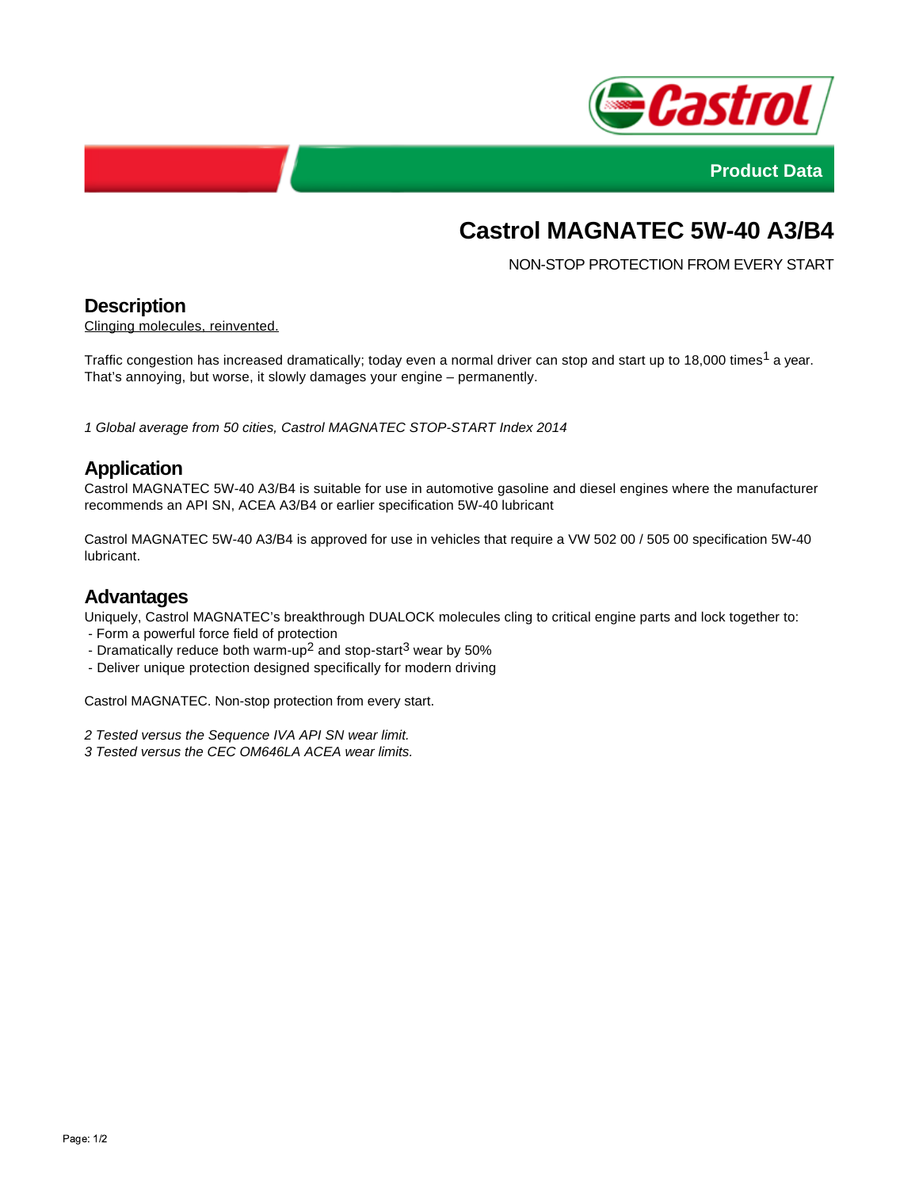Product Data

# Castrol MAGNATEC 5W-40 A3/B4

NON-STOP PROTECTION FROM EVERY START

## Description

Clinging molecules, reinvented.

Traffic congestion has increased dramatically; today even a normal driver can stop and start up to 18,000 times[1] a year. That's annoying, but worse, it slowly damages your engine – permanently.

*1 Global average from 50 cities, Castrol MAGNATEC STOP-START Index 2014*

## Application

Castrol MAGNATEC 5W-40 A3/B4 is suitable for use in automotive gasoline and diesel engines where the manufacturer recommends an API SN, ACEA A3/B4 or earlier specification 5W-40 lubricant

Castrol MAGNATEC 5W-40 A3/B4 is approved for use in vehicles that require a VW 502 00 / 505 00 specification 5W-40 lubricant.

## Advantages

Uniquely, Castrol MAGNATEC's breakthrough DUALOCK molecules cling to critical engine parts and lock together to:

- Form a powerful force field of protection
- Dramatically reduce both warm-up[2] and stop-start[3] wear by 50%
- Deliver unique protection designed specifically for modern driving

Castrol MAGNATEC. Non-stop protection from every start.

*2 Tested versus the Sequence IVA API SN wear limit.*
*3 Tested versus the CEC OM646LA ACEA wear limits.*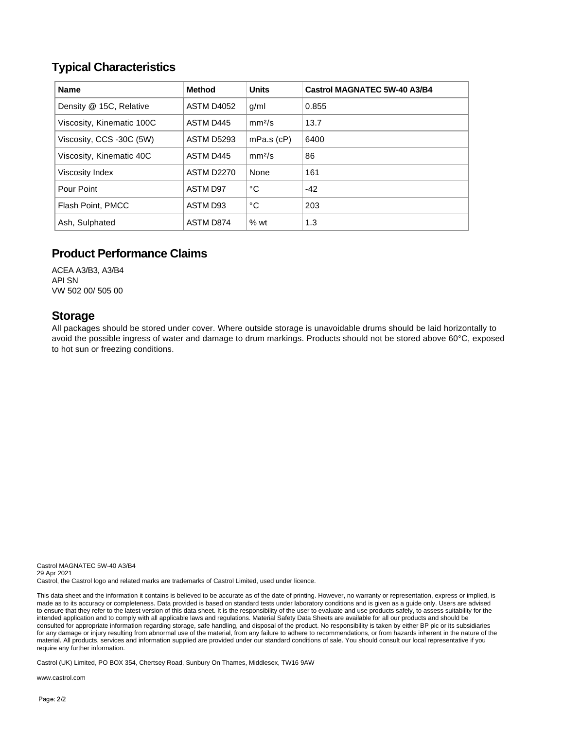## Typical Characteristics

| Name | Method | Units | Castrol MAGNATEC 5W-40 A3/B4 |
| --- | --- | --- | --- |
| Density @ 15C, Relative | ASTM D4052 | g/ml | 0.855 |
| Viscosity, Kinematic 100C | ASTM D445 | $mm^2/s$ | 13.7 |
| Viscosity, CCS -30C (5W) | ASTM D5293 | mPa.s (cP) | 6400 |
| Viscosity, Kinematic 40C | ASTM D445 | $mm^2/s$ | 86 |
| Viscosity Index | ASTM D2270 | None | 161 |
| Pour Point | ASTM D97 | °C | -42 |
| Flash Point, PMCC | ASTM D93 | °C | 203 |
| Ash, Sulphated | ASTM D874 | % wt | 1.3 |

## Product Performance Claims

ACEA A3/B3, A3/B4
API SN
VW 502 00/ 505 00

## Storage

All packages should be stored under cover. Where outside storage is unavoidable drums should be laid horizontally to avoid the possible ingress of water and damage to drum markings. Products should not be stored above 60°C, exposed to hot sun or freezing conditions.

Castrol MAGNATEC 5W-40 A3/B4
29 Apr 2021
Castrol, the Castrol logo and related marks are trademarks of Castrol Limited, used under licence.

This data sheet and the information it contains is believed to be accurate as of the date of printing. However, no warranty or representation, express or implied, is made as to its accuracy or completeness. Data provided is based on standard tests under laboratory conditions and is given as a guide only. Users are advised to ensure that they refer to the latest version of this data sheet. It is the responsibility of the user to evaluate and use products safely, to assess suitability for the intended application and to comply with all applicable laws and regulations. Material Safety Data Sheets are available for all our products and should be consulted for appropriate information regarding storage, safe handling, and disposal of the product. No responsibility is taken by either BP plc or its subsidiaries for any damage or injury resulting from abnormal use of the material, from any failure to adhere to recommendations, or from hazards inherent in the nature of the material. All products, services and information supplied are provided under our standard conditions of sale. You should consult our local representative if you require any further information.

Castrol (UK) Limited, PO BOX 354, Chertsey Road, Sunbury On Thames, Middlesex, TW16 9AW

www.castrol.com